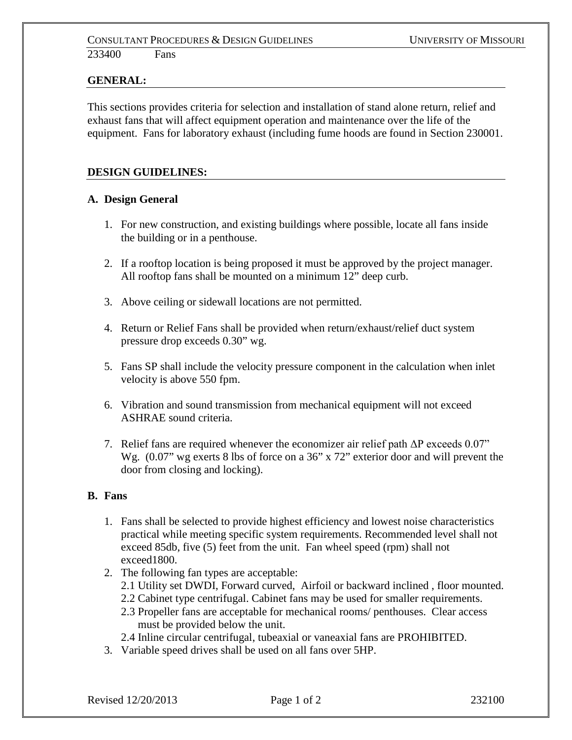233400 Fans

## GENERAL:

This sections provides criteria for selection and installation of stand alone return, relief and exhaust fans that will affect equipment operation and maintenance over the life of the equipment. Fans for laboratory exhaust (including fume hoods are found in Section 230001.

## DESIGN GUIDELINES:

### A. Design General

1. For new construction, and existing buildings where possible, locate all fans inside the building or in a penthouse.
2. If a rooftop location is being proposed it must be approved by the project manager. All rooftop fans shall be mounted on a minimum 12" deep curb.
3. Above ceiling or sidewall locations are not permitted.
4. Return or Relief Fans shall be provided when return/exhaust/relief duct system pressure drop exceeds 0.30" wg.
5. Fans SP shall include the velocity pressure component in the calculation when inlet velocity is above 550 fpm.
6. Vibration and sound transmission from mechanical equipment will not exceed ASHRAE sound criteria.
7. Relief fans are required whenever the economizer air relief path $\Delta$P exceeds 0.07" Wg. (0.07" wg exerts 8 lbs of force on a 36" x 72" exterior door and will prevent the door from closing and locking).

### B. Fans

1. Fans shall be selected to provide highest efficiency and lowest noise characteristics practical while meeting specific system requirements. Recommended level shall not exceed 85db, five (5) feet from the unit. Fan wheel speed (rpm) shall not exceed1800.
2. The following fan types are acceptable:
   - 2.1 Utility set DWDI, Forward curved, Airfoil or backward inclined , floor mounted.
   - 2.2 Cabinet type centrifugal. Cabinet fans may be used for smaller requirements.
   - 2.3 Propeller fans are acceptable for mechanical rooms/ penthouses. Clear access must be provided below the unit.
   - 2.4 Inline circular centrifugal, tubeaxial or vaneaxial fans are PROHIBITED.
3. Variable speed drives shall be used on all fans over 5HP.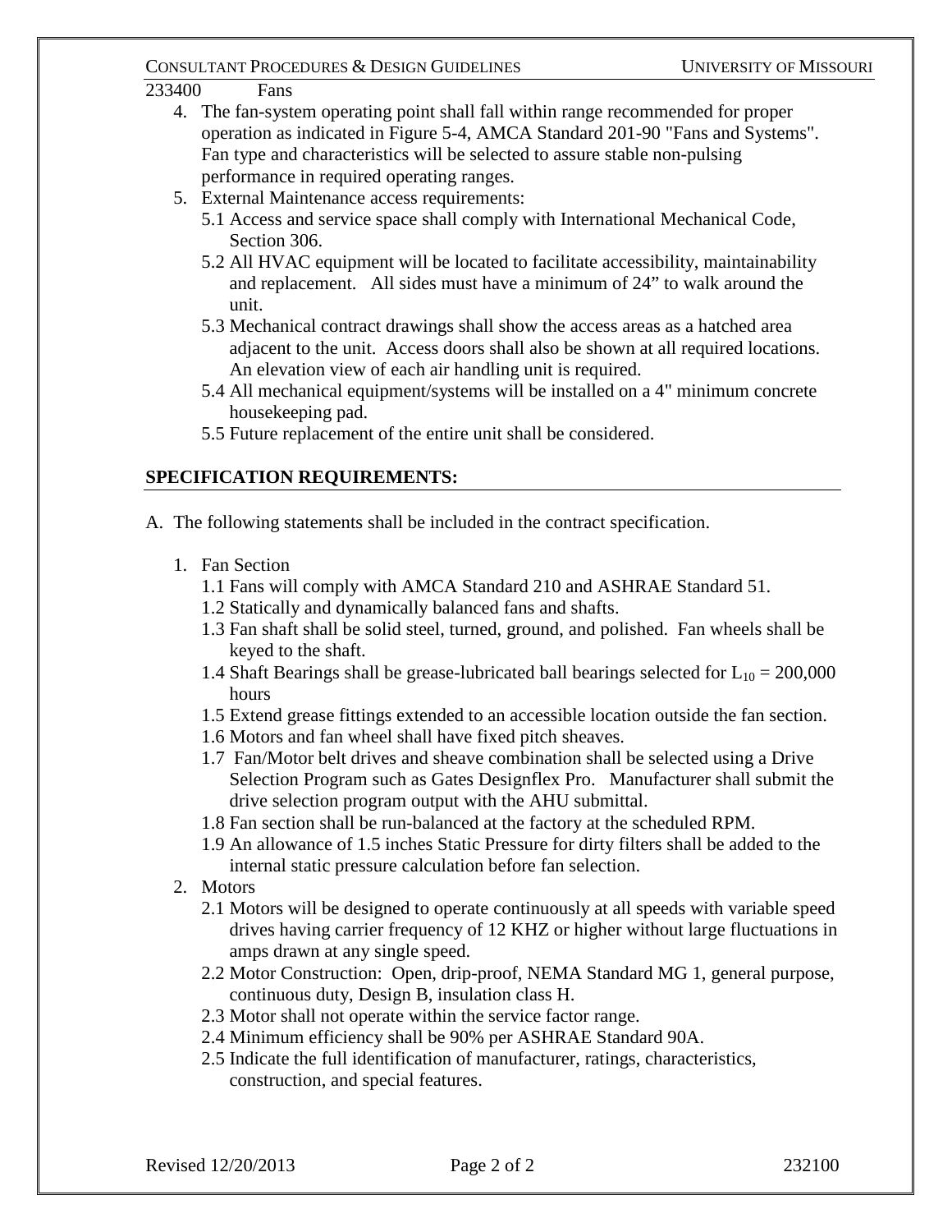233400 Fans

4. The fan-system operating point shall fall within range recommended for proper operation as indicated in Figure 5-4, AMCA Standard 201-90 "Fans and Systems". Fan type and characteristics will be selected to assure stable non-pulsing performance in required operating ranges.
5. External Maintenance access requirements:
   - 5.1 Access and service space shall comply with International Mechanical Code, Section 306.
   - 5.2 All HVAC equipment will be located to facilitate accessibility, maintainability and replacement. All sides must have a minimum of 24" to walk around the unit.
   - 5.3 Mechanical contract drawings shall show the access areas as a hatched area adjacent to the unit. Access doors shall also be shown at all required locations. An elevation view of each air handling unit is required.
   - 5.4 All mechanical equipment/systems will be installed on a 4" minimum concrete housekeeping pad.
   - 5.5 Future replacement of the entire unit shall be considered.

## SPECIFICATION REQUIREMENTS:

A. The following statements shall be included in the contract specification.

1. Fan Section
   - 1.1 Fans will comply with AMCA Standard 210 and ASHRAE Standard 51.
   - 1.2 Statically and dynamically balanced fans and shafts.
   - 1.3 Fan shaft shall be solid steel, turned, ground, and polished. Fan wheels shall be keyed to the shaft.
   - 1.4 Shaft Bearings shall be grease-lubricated ball bearings selected for $L_{10}$ = 200,000 hours
   - 1.5 Extend grease fittings extended to an accessible location outside the fan section.
   - 1.6 Motors and fan wheel shall have fixed pitch sheaves.
   - 1.7 Fan/Motor belt drives and sheave combination shall be selected using a Drive Selection Program such as Gates Designflex Pro. Manufacturer shall submit the drive selection program output with the AHU submittal.
   - 1.8 Fan section shall be run-balanced at the factory at the scheduled RPM.
   - 1.9 An allowance of 1.5 inches Static Pressure for dirty filters shall be added to the internal static pressure calculation before fan selection.
2. Motors
   - 2.1 Motors will be designed to operate continuously at all speeds with variable speed drives having carrier frequency of 12 KHZ or higher without large fluctuations in amps drawn at any single speed.
   - 2.2 Motor Construction: Open, drip-proof, NEMA Standard MG 1, general purpose, continuous duty, Design B, insulation class H.
   - 2.3 Motor shall not operate within the service factor range.
   - 2.4 Minimum efficiency shall be 90% per ASHRAE Standard 90A.
   - 2.5 Indicate the full identification of manufacturer, ratings, characteristics, construction, and special features.